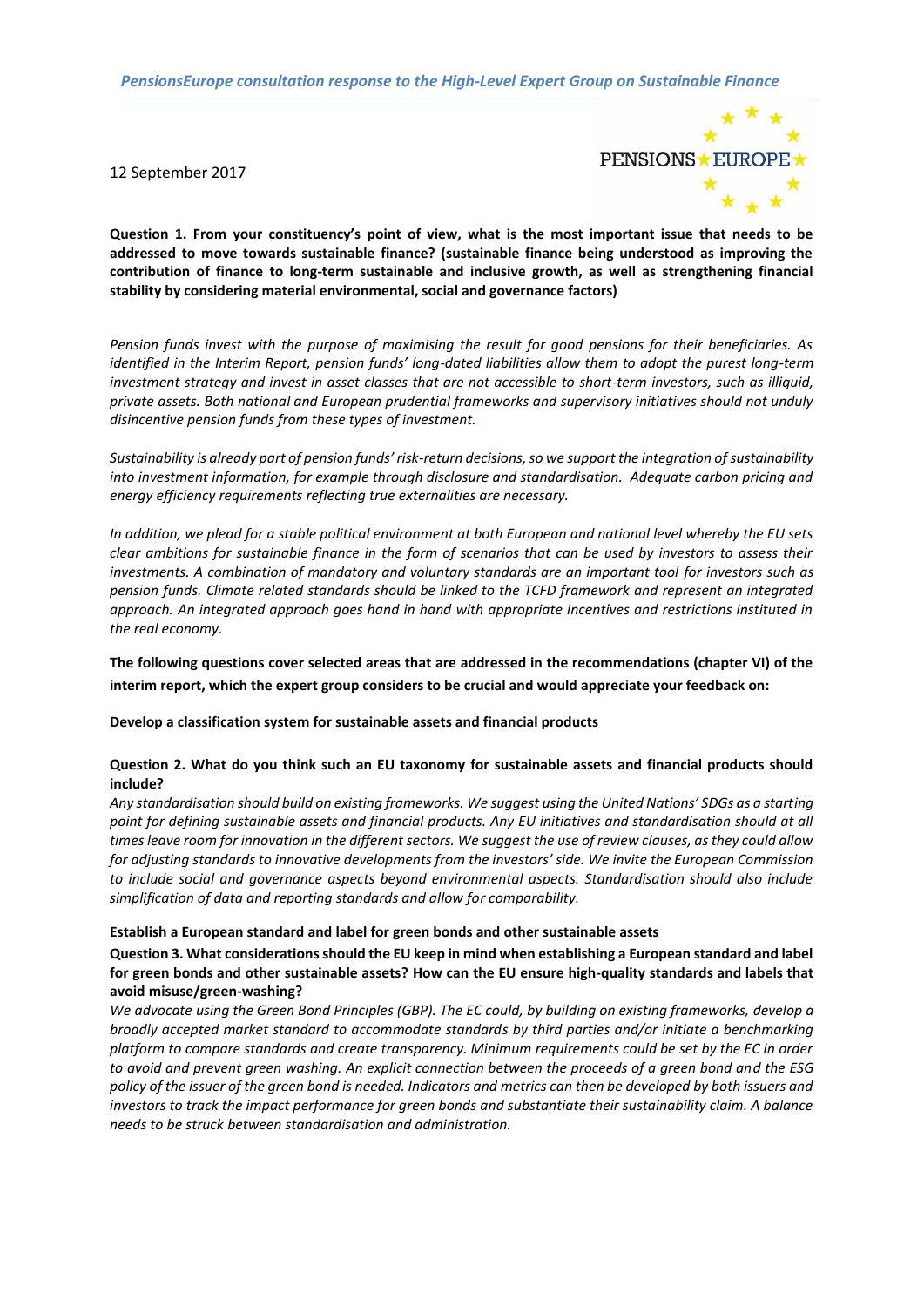*PensionsEurope consultation response to the High-Level Expert Group on Sustainable Finance*

12 September 2017

PENSIONS EUROPE

**Question 1. From your constituency's point of view, what is the most important issue that needs to be addressed to move towards sustainable finance? (sustainable finance being understood as improving the contribution of finance to long-term sustainable and inclusive growth, as well as strengthening financial stability by considering material environmental, social and governance factors)**

*Pension funds invest with the purpose of maximising the result for good pensions for their beneficiaries. As identified in the Interim Report, pension funds' long-dated liabilities allow them to adopt the purest long-term investment strategy and invest in asset classes that are not accessible to short-term investors, such as illiquid, private assets. Both national and European prudential frameworks and supervisory initiatives should not unduly disincentive pension funds from these types of investment.*

*Sustainability is already part of pension funds' risk-return decisions, so we support the integration of sustainability into investment information, for example through disclosure and standardisation. Adequate carbon pricing and energy efficiency requirements reflecting true externalities are necessary.*

*In addition, we plead for a stable political environment at both European and national level whereby the EU sets clear ambitions for sustainable finance in the form of scenarios that can be used by investors to assess their investments. A combination of mandatory and voluntary standards are an important tool for investors such as pension funds. Climate related standards should be linked to the TCFD framework and represent an integrated approach. An integrated approach goes hand in hand with appropriate incentives and restrictions instituted in the real economy.*

**The following questions cover selected areas that are addressed in the recommendations (chapter VI) of the interim report, which the expert group considers to be crucial and would appreciate your feedback on:**

**Develop a classification system for sustainable assets and financial products**

**Question 2. What do you think such an EU taxonomy for sustainable assets and financial products should include?**

*Any standardisation should build on existing frameworks. We suggest using the United Nations' SDGs as a starting point for defining sustainable assets and financial products. Any EU initiatives and standardisation should at all times leave room for innovation in the different sectors. We suggest the use of review clauses, as they could allow for adjusting standards to innovative developments from the investors' side. We invite the European Commission to include social and governance aspects beyond environmental aspects. Standardisation should also include simplification of data and reporting standards and allow for comparability.*

**Establish a European standard and label for green bonds and other sustainable assets**

**Question 3. What considerations should the EU keep in mind when establishing a European standard and label for green bonds and other sustainable assets? How can the EU ensure high-quality standards and labels that avoid misuse/green-washing?**

*We advocate using the Green Bond Principles (GBP). The EC could, by building on existing frameworks, develop a broadly accepted market standard to accommodate standards by third parties and/or initiate a benchmarking platform to compare standards and create transparency. Minimum requirements could be set by the EC in order to avoid and prevent green washing. An explicit connection between the proceeds of a green bond and the ESG policy of the issuer of the green bond is needed. Indicators and metrics can then be developed by both issuers and investors to track the impact performance for green bonds and substantiate their sustainability claim. A balance needs to be struck between standardisation and administration.*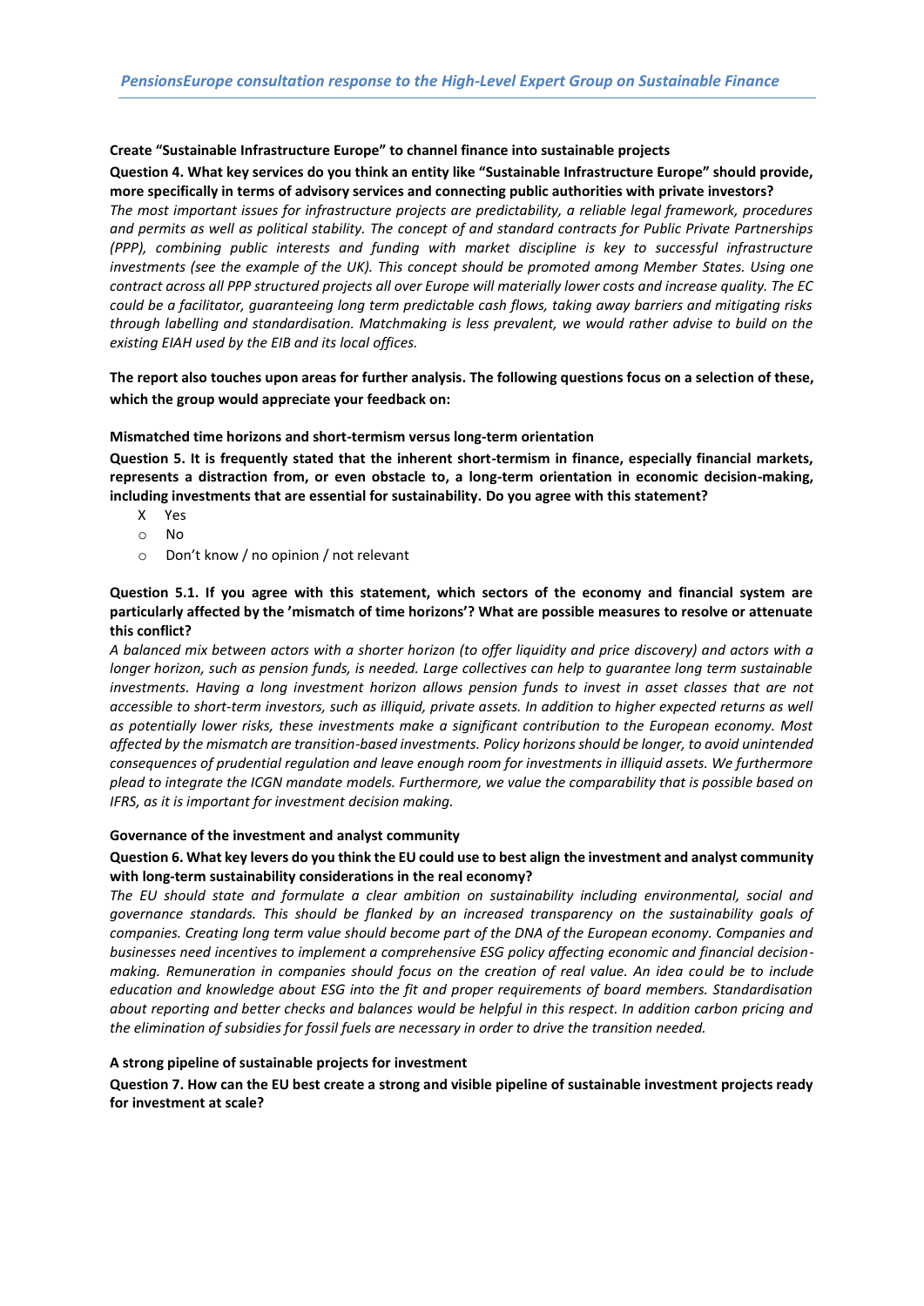**Create "Sustainable Infrastructure Europe" to channel finance into sustainable projects**

**Question 4. What key services do you think an entity like "Sustainable Infrastructure Europe" should provide, more specifically in terms of advisory services and connecting public authorities with private investors?**

*The most important issues for infrastructure projects are predictability, a reliable legal framework, procedures and permits as well as political stability. The concept of and standard contracts for Public Private Partnerships (PPP), combining public interests and funding with market discipline is key to successful infrastructure investments (see the example of the UK). This concept should be promoted among Member States. Using one contract across all PPP structured projects all over Europe will materially lower costs and increase quality. The EC could be a facilitator, guaranteeing long term predictable cash flows, taking away barriers and mitigating risks through labelling and standardisation. Matchmaking is less prevalent, we would rather advise to build on the existing EIAH used by the EIB and its local offices.*

**The report also touches upon areas for further analysis. The following questions focus on a selection of these, which the group would appreciate your feedback on:**

**Mismatched time horizons and short-termism versus long-term orientation**

**Question 5. It is frequently stated that the inherent short-termism in finance, especially financial markets, represents a distraction from, or even obstacle to, a long-term orientation in economic decision-making, including investments that are essential for sustainability. Do you agree with this statement?**

- X Yes
- o No
- o Don't know / no opinion / not relevant

**Question 5.1. If you agree with this statement, which sectors of the economy and financial system are particularly affected by the 'mismatch of time horizons'? What are possible measures to resolve or attenuate this conflict?**

*A balanced mix between actors with a shorter horizon (to offer liquidity and price discovery) and actors with a longer horizon, such as pension funds, is needed. Large collectives can help to guarantee long term sustainable investments. Having a long investment horizon allows pension funds to invest in asset classes that are not accessible to short-term investors, such as illiquid, private assets. In addition to higher expected returns as well as potentially lower risks, these investments make a significant contribution to the European economy. Most affected by the mismatch are transition-based investments. Policy horizons should be longer, to avoid unintended consequences of prudential regulation and leave enough room for investments in illiquid assets. We furthermore plead to integrate the ICGN mandate models. Furthermore, we value the comparability that is possible based on IFRS, as it is important for investment decision making.*

**Governance of the investment and analyst community**

**Question 6. What key levers do you think the EU could use to best align the investment and analyst community with long-term sustainability considerations in the real economy?**

*The EU should state and formulate a clear ambition on sustainability including environmental, social and governance standards. This should be flanked by an increased transparency on the sustainability goals of companies. Creating long term value should become part of the DNA of the European economy. Companies and businesses need incentives to implement a comprehensive ESG policy affecting economic and financial decision-making. Remuneration in companies should focus on the creation of real value. An idea could be to include education and knowledge about ESG into the fit and proper requirements of board members. Standardisation about reporting and better checks and balances would be helpful in this respect. In addition carbon pricing and the elimination of subsidies for fossil fuels are necessary in order to drive the transition needed.*

**A strong pipeline of sustainable projects for investment**

**Question 7. How can the EU best create a strong and visible pipeline of sustainable investment projects ready for investment at scale?**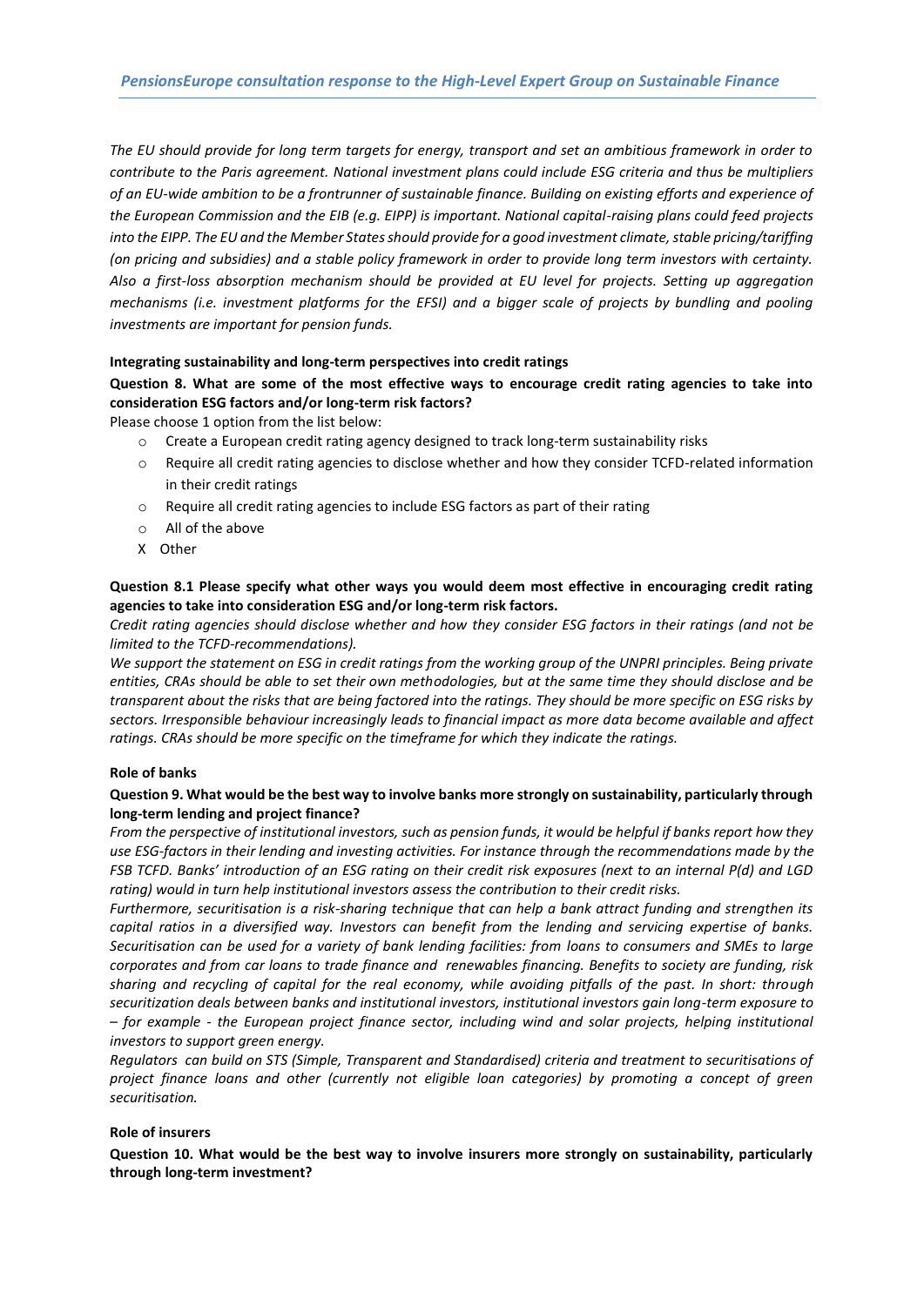*The EU should provide for long term targets for energy, transport and set an ambitious framework in order to contribute to the Paris agreement. National investment plans could include ESG criteria and thus be multipliers of an EU-wide ambition to be a frontrunner of sustainable finance. Building on existing efforts and experience of the European Commission and the EIB (e.g. EIPP) is important. National capital-raising plans could feed projects into the EIPP. The EU and the Member States should provide for a good investment climate, stable pricing/tariffing (on pricing and subsidies) and a stable policy framework in order to provide long term investors with certainty. Also a first-loss absorption mechanism should be provided at EU level for projects. Setting up aggregation mechanisms (i.e. investment platforms for the EFSI) and a bigger scale of projects by bundling and pooling investments are important for pension funds.*

**Integrating sustainability and long-term perspectives into credit ratings**

**Question 8. What are some of the most effective ways to encourage credit rating agencies to take into consideration ESG factors and/or long-term risk factors?**

Please choose 1 option from the list below:

- o Create a European credit rating agency designed to track long-term sustainability risks
- o Require all credit rating agencies to disclose whether and how they consider TCFD-related information in their credit ratings
- o Require all credit rating agencies to include ESG factors as part of their rating
- o All of the above
- X Other

**Question 8.1 Please specify what other ways you would deem most effective in encouraging credit rating agencies to take into consideration ESG and/or long-term risk factors.**

*Credit rating agencies should disclose whether and how they consider ESG factors in their ratings (and not be limited to the TCFD-recommendations).*

*We support the statement on ESG in credit ratings from the working group of the UNPRI principles. Being private entities, CRAs should be able to set their own methodologies, but at the same time they should disclose and be transparent about the risks that are being factored into the ratings. They should be more specific on ESG risks by sectors. Irresponsible behaviour increasingly leads to financial impact as more data become available and affect ratings. CRAs should be more specific on the timeframe for which they indicate the ratings.*

**Role of banks**

**Question 9. What would be the best way to involve banks more strongly on sustainability, particularly through long-term lending and project finance?**

*From the perspective of institutional investors, such as pension funds, it would be helpful if banks report how they use ESG-factors in their lending and investing activities. For instance through the recommendations made by the FSB TCFD. Banks' introduction of an ESG rating on their credit risk exposures (next to an internal P(d) and LGD rating) would in turn help institutional investors assess the contribution to their credit risks.*

*Furthermore, securitisation is a risk-sharing technique that can help a bank attract funding and strengthen its capital ratios in a diversified way. Investors can benefit from the lending and servicing expertise of banks. Securitisation can be used for a variety of bank lending facilities: from loans to consumers and SMEs to large corporates and from car loans to trade finance and renewables financing. Benefits to society are funding, risk sharing and recycling of capital for the real economy, while avoiding pitfalls of the past. In short: through securitization deals between banks and institutional investors, institutional investors gain long-term exposure to – for example - the European project finance sector, including wind and solar projects, helping institutional investors to support green energy.*

*Regulators can build on STS (Simple, Transparent and Standardised) criteria and treatment to securitisations of project finance loans and other (currently not eligible loan categories) by promoting a concept of green securitisation.*

**Role of insurers**

**Question 10. What would be the best way to involve insurers more strongly on sustainability, particularly through long-term investment?**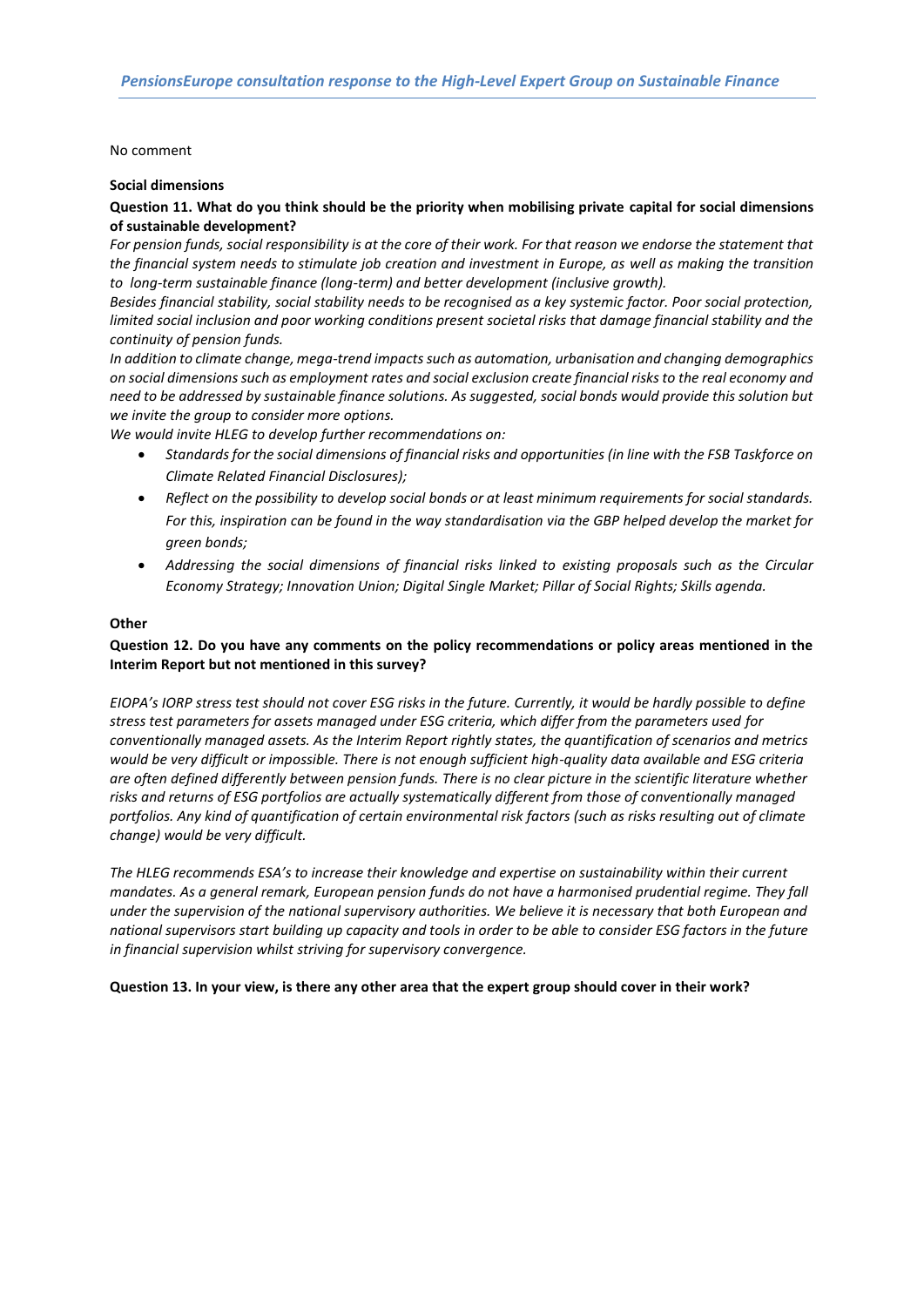No comment

**Social dimensions**

**Question 11. What do you think should be the priority when mobilising private capital for social dimensions of sustainable development?**

*For pension funds, social responsibility is at the core of their work. For that reason we endorse the statement that the financial system needs to stimulate job creation and investment in Europe, as well as making the transition to long-term sustainable finance (long-term) and better development (inclusive growth).*

*Besides financial stability, social stability needs to be recognised as a key systemic factor. Poor social protection, limited social inclusion and poor working conditions present societal risks that damage financial stability and the continuity of pension funds.*

*In addition to climate change, mega-trend impacts such as automation, urbanisation and changing demographics on social dimensions such as employment rates and social exclusion create financial risks to the real economy and need to be addressed by sustainable finance solutions. As suggested, social bonds would provide this solution but we invite the group to consider more options.*

*We would invite HLEG to develop further recommendations on:*

- *Standards for the social dimensions of financial risks and opportunities (in line with the FSB Taskforce on Climate Related Financial Disclosures);*
- *Reflect on the possibility to develop social bonds or at least minimum requirements for social standards. For this, inspiration can be found in the way standardisation via the GBP helped develop the market for green bonds;*
- *Addressing the social dimensions of financial risks linked to existing proposals such as the Circular Economy Strategy; Innovation Union; Digital Single Market; Pillar of Social Rights; Skills agenda.*

**Other**

**Question 12. Do you have any comments on the policy recommendations or policy areas mentioned in the Interim Report but not mentioned in this survey?**

*EIOPA's IORP stress test should not cover ESG risks in the future. Currently, it would be hardly possible to define stress test parameters for assets managed under ESG criteria, which differ from the parameters used for conventionally managed assets. As the Interim Report rightly states, the quantification of scenarios and metrics would be very difficult or impossible. There is not enough sufficient high-quality data available and ESG criteria are often defined differently between pension funds. There is no clear picture in the scientific literature whether risks and returns of ESG portfolios are actually systematically different from those of conventionally managed portfolios. Any kind of quantification of certain environmental risk factors (such as risks resulting out of climate change) would be very difficult.*

*The HLEG recommends ESA's to increase their knowledge and expertise on sustainability within their current mandates. As a general remark, European pension funds do not have a harmonised prudential regime. They fall under the supervision of the national supervisory authorities. We believe it is necessary that both European and national supervisors start building up capacity and tools in order to be able to consider ESG factors in the future in financial supervision whilst striving for supervisory convergence.*

**Question 13. In your view, is there any other area that the expert group should cover in their work?**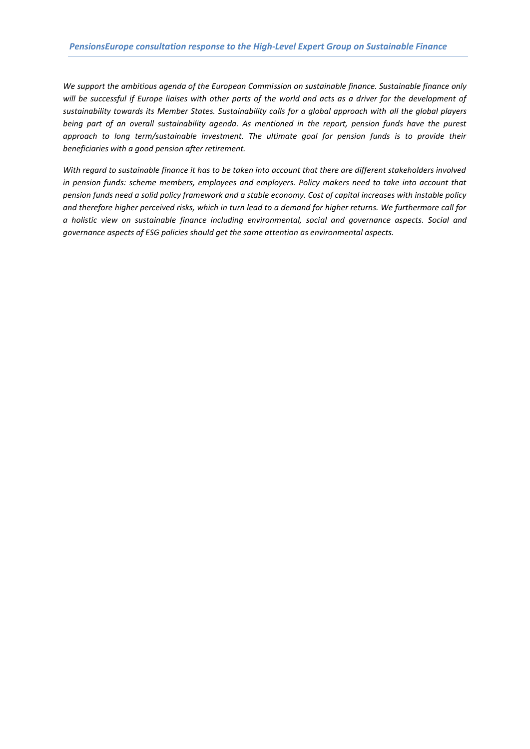*We support the ambitious agenda of the European Commission on sustainable finance. Sustainable finance only will be successful if Europe liaises with other parts of the world and acts as a driver for the development of sustainability towards its Member States. Sustainability calls for a global approach with all the global players being part of an overall sustainability agenda. As mentioned in the report, pension funds have the purest approach to long term/sustainable investment. The ultimate goal for pension funds is to provide their beneficiaries with a good pension after retirement.*

*With regard to sustainable finance it has to be taken into account that there are different stakeholders involved in pension funds: scheme members, employees and employers. Policy makers need to take into account that pension funds need a solid policy framework and a stable economy. Cost of capital increases with instable policy and therefore higher perceived risks, which in turn lead to a demand for higher returns. We furthermore call for a holistic view on sustainable finance including environmental, social and governance aspects. Social and governance aspects of ESG policies should get the same attention as environmental aspects.*